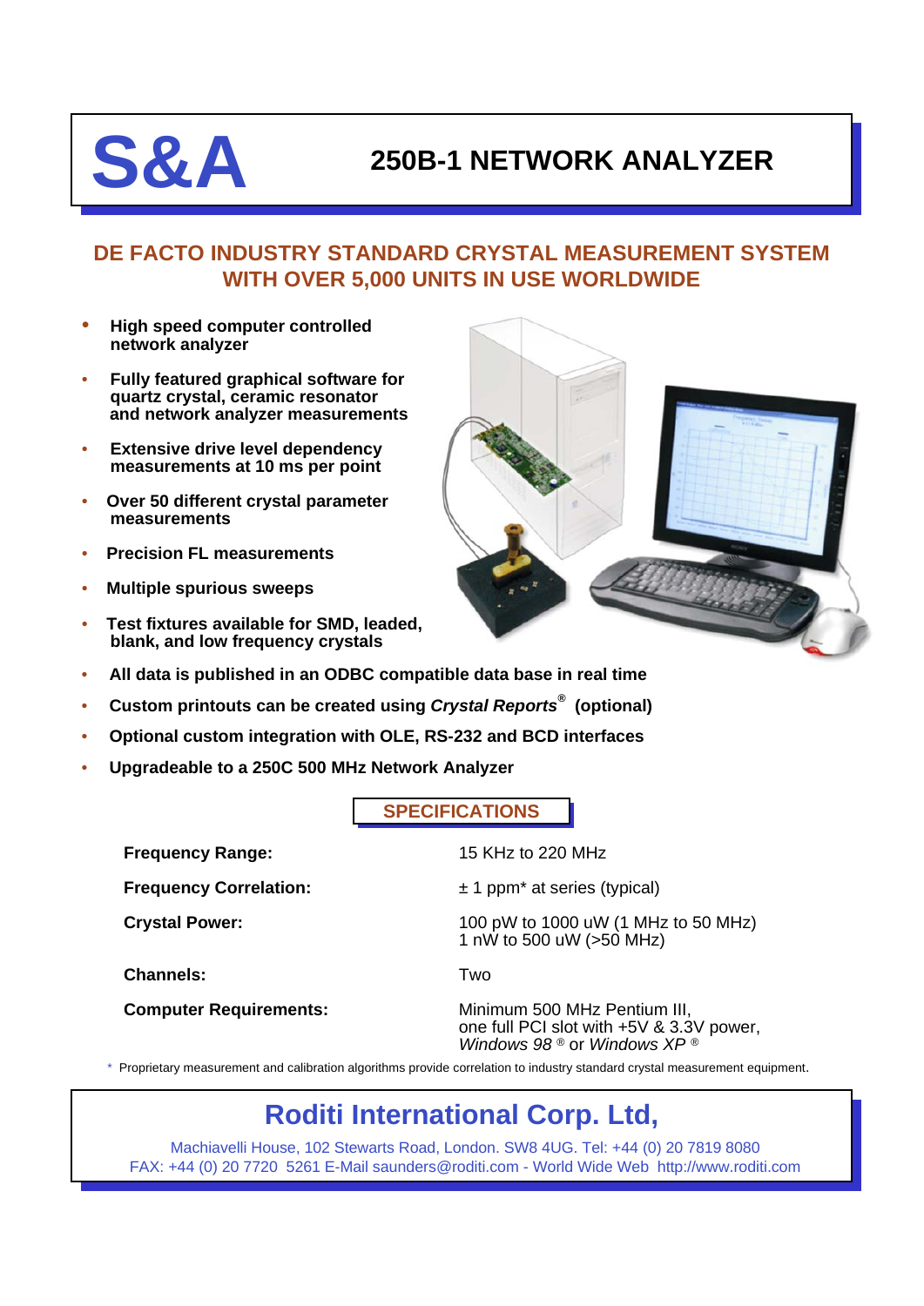# S&A

## 250B-1 NETWORK ANALYZER

### DE FACTO INDUSTRY STANDARD CRYSTAL MEASUREMENT SYSTEM WITH OVER 5,000 UNITS IN USE WORLDWIDE

- **High speed computer controlled network analyzer**
- **Fully featured graphical software for quartz crystal, ceramic resonator and network analyzer measurements**
- **Extensive drive level dependency measurements at 10 ms per point**
- **Over 50 different crystal parameter measurements**
- **Precision FL measurements**
- **Multiple spurious sweeps**
- **Test fixtures available for SMD, leaded, blank, and low frequency crystals**
- **All data is published in an ODBC compatible data base in real time**
- **Custom printouts can be created using *Crystal Reports*® (optional)**
- **Optional custom integration with OLE, RS-232 and BCD interfaces**
- **Upgradeable to a 250C 500 MHz Network Analyzer**

### SPECIFICATIONS

| | |
|---|---|
| **Frequency Range:** | 15 KHz to 220 MHz |
| **Frequency Correlation:** | ± 1 ppm* at series (typical) |
| **Crystal Power:** | 100 pW to 1000 uW (1 MHz to 50 MHz)<br>1 nW to 500 uW (>50 MHz) |
| **Channels:** | Two |
| **Computer Requirements:** | Minimum 500 MHz Pentium III, one full PCI slot with +5V & 3.3V power, *Windows 98* ® or *Windows XP* ® |

\* Proprietary measurement and calibration algorithms provide correlation to industry standard crystal measurement equipment.

## Roditi International Corp. Ltd,

Machiavelli House, 102 Stewarts Road, London. SW8 4UG. Tel: +44 (0) 20 7819 8080
FAX: +44 (0) 20 7720 5261 E-Mail saunders@roditi.com - World Wide Web http://www.roditi.com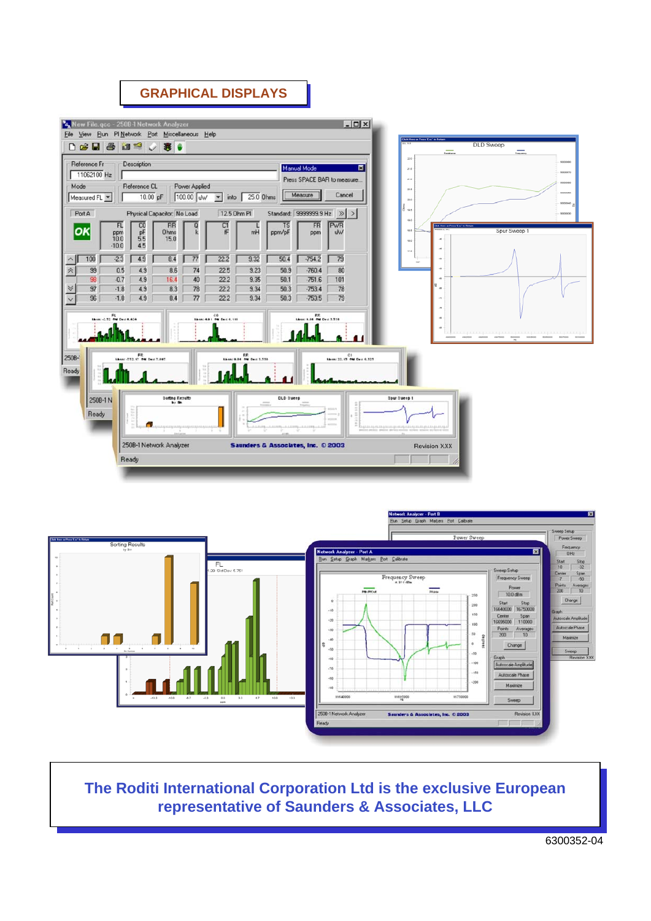# GRAPHICAL DISPLAYS

**The Roditi International Corporation Ltd is the exclusive European representative of Saunders & Associates, LLC**

6300352-04